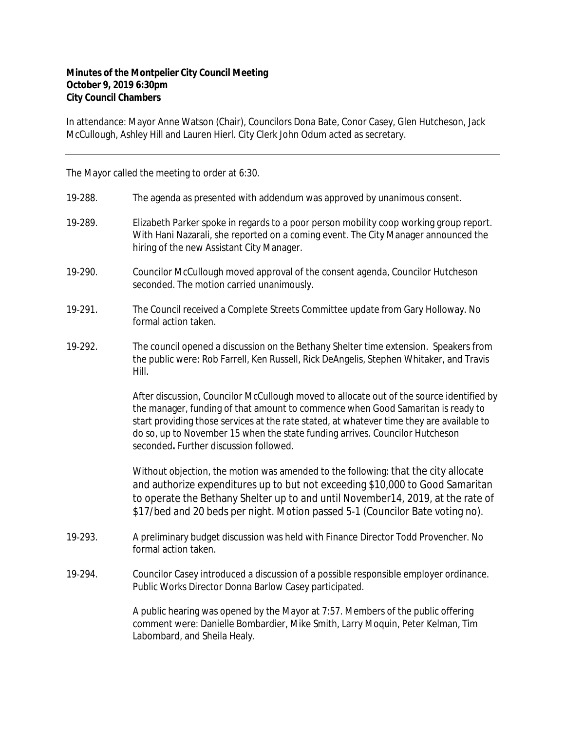**Minutes of the Montpelier City Council Meeting**
**October 9, 2019 6:30pm**
**City Council Chambers**

In attendance: Mayor Anne Watson (Chair), Councilors Dona Bate, Conor Casey, Glen Hutcheson, Jack McCullough, Ashley Hill and Lauren Hierl. City Clerk John Odum acted as secretary.

---

The Mayor called the meeting to order at 6:30.

19-288. The agenda as presented with addendum was approved by unanimous consent.

19-289. Elizabeth Parker spoke in regards to a poor person mobility coop working group report. With Hani Nazarali, she reported on a coming event. The City Manager announced the hiring of the new Assistant City Manager.

19-290. Councilor McCullough moved approval of the consent agenda, Councilor Hutcheson seconded. The motion carried unanimously.

19-291. The Council received a Complete Streets Committee update from Gary Holloway. No formal action taken.

19-292. The council opened a discussion on the Bethany Shelter time extension. Speakers from the public were: Rob Farrell, Ken Russell, Rick DeAngelis, Stephen Whitaker, and Travis Hill.

After discussion, Councilor McCullough moved to allocate out of the source identified by the manager, funding of that amount to commence when Good Samaritan is ready to start providing those services at the rate stated, at whatever time they are available to do so, up to November 15 when the state funding arrives. Councilor Hutcheson seconded**.** Further discussion followed.

Without objection, the motion was amended to the following: that the city allocate and authorize expenditures up to but not exceeding $10,000 to Good Samaritan to operate the Bethany Shelter up to and until November14, 2019, at the rate of $17/bed and 20 beds per night. Motion passed 5-1 (Councilor Bate voting no).

19-293. A preliminary budget discussion was held with Finance Director Todd Provencher. No formal action taken.

19-294. Councilor Casey introduced a discussion of a possible responsible employer ordinance. Public Works Director Donna Barlow Casey participated.

A public hearing was opened by the Mayor at 7:57. Members of the public offering comment were: Danielle Bombardier, Mike Smith, Larry Moquin, Peter Kelman, Tim Labombard, and Sheila Healy.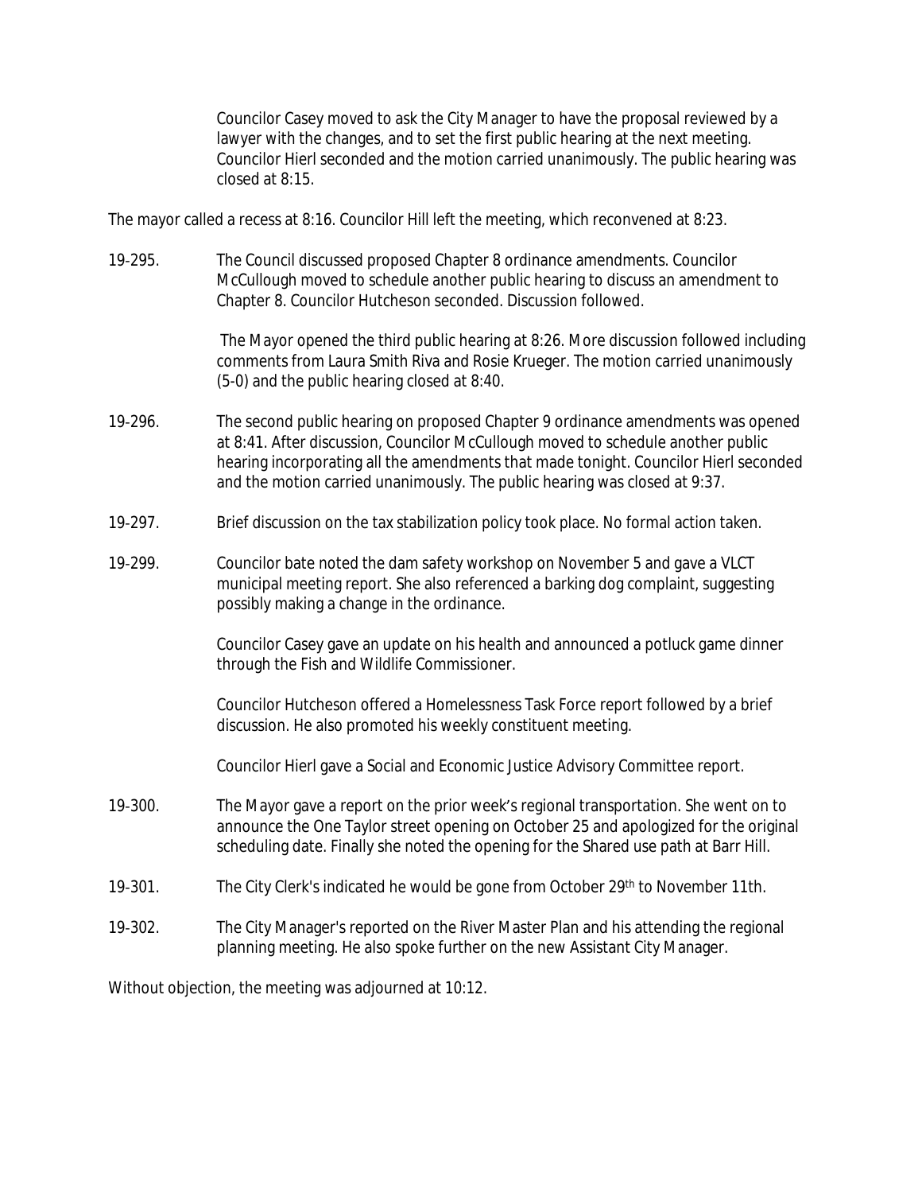Councilor Casey moved to ask the City Manager to have the proposal reviewed by a lawyer with the changes, and to set the first public hearing at the next meeting. Councilor Hierl seconded and the motion carried unanimously. The public hearing was closed at 8:15.

The mayor called a recess at 8:16. Councilor Hill left the meeting, which reconvened at 8:23.

19-295. The Council discussed proposed Chapter 8 ordinance amendments. Councilor McCullough moved to schedule another public hearing to discuss an amendment to Chapter 8. Councilor Hutcheson seconded. Discussion followed.

The Mayor opened the third public hearing at 8:26. More discussion followed including comments from Laura Smith Riva and Rosie Krueger. The motion carried unanimously (5-0) and the public hearing closed at 8:40.

19-296. The second public hearing on proposed Chapter 9 ordinance amendments was opened at 8:41. After discussion, Councilor McCullough moved to schedule another public hearing incorporating all the amendments that made tonight. Councilor Hierl seconded and the motion carried unanimously. The public hearing was closed at 9:37.

19-297. Brief discussion on the tax stabilization policy took place. No formal action taken.

19-299. Councilor bate noted the dam safety workshop on November 5 and gave a VLCT municipal meeting report. She also referenced a barking dog complaint, suggesting possibly making a change in the ordinance.

Councilor Casey gave an update on his health and announced a potluck game dinner through the Fish and Wildlife Commissioner.

Councilor Hutcheson offered a Homelessness Task Force report followed by a brief discussion. He also promoted his weekly constituent meeting.

Councilor Hierl gave a Social and Economic Justice Advisory Committee report.

19-300. The Mayor gave a report on the prior week's regional transportation. She went on to announce the One Taylor street opening on October 25 and apologized for the original scheduling date. Finally she noted the opening for the Shared use path at Barr Hill.

19-301. The City Clerk's indicated he would be gone from October 29th to November 11th.

19-302. The City Manager's reported on the River Master Plan and his attending the regional planning meeting. He also spoke further on the new Assistant City Manager.

Without objection, the meeting was adjourned at 10:12.